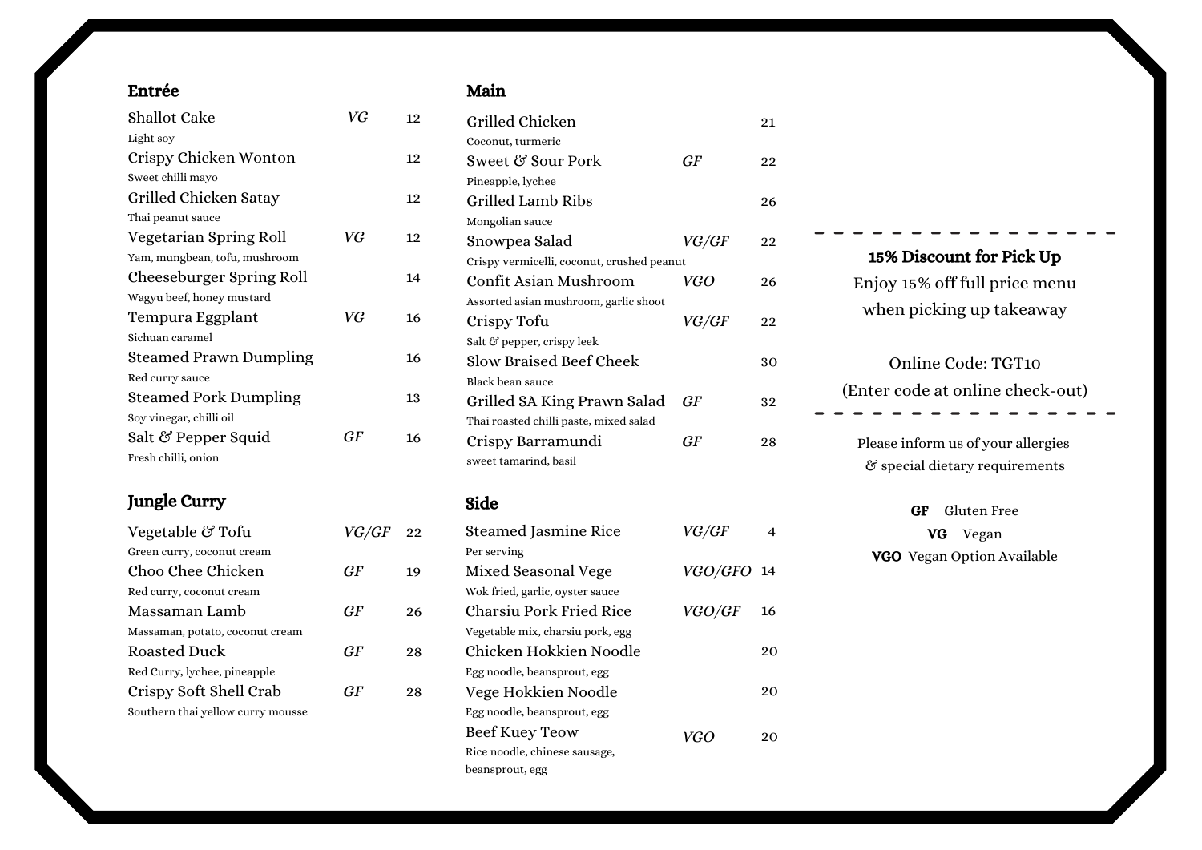## Entrée

| Item | Dietary | Price |
|---|---|---|
| Shallot Cake<br>Light soy | VG | 12 |
| Crispy Chicken Wonton<br>Sweet chilli mayo | | 12 |
| Grilled Chicken Satay<br>Thai peanut sauce | | 12 |
| Vegetarian Spring Roll<br>Yam, mungbean, tofu, mushroom | VG | 12 |
| Cheeseburger Spring Roll<br>Wagyu beef, honey mustard | | 14 |
| Tempura Eggplant<br>Sichuan caramel | VG | 16 |
| Steamed Prawn Dumpling<br>Red curry sauce | | 16 |
| Steamed Pork Dumpling<br>Soy vinegar, chilli oil | | 13 |
| Salt & Pepper Squid<br>Fresh chilli, onion | GF | 16 |

## Jungle Curry

| Item | Dietary | Price |
|---|---|---|
| Vegetable & Tofu<br>Green curry, coconut cream | VG/GF | 22 |
| Choo Chee Chicken<br>Red curry, coconut cream | GF | 19 |
| Massaman Lamb<br>Massaman, potato, coconut cream | GF | 26 |
| Roasted Duck<br>Red Curry, lychee, pineapple | GF | 28 |
| Crispy Soft Shell Crab<br>Southern thai yellow curry mousse | GF | 28 |

## Main

| Item | Dietary | Price |
|---|---|---|
| Grilled Chicken<br>Coconut, turmeric | | 21 |
| Sweet & Sour Pork<br>Pineapple, lychee | GF | 22 |
| Grilled Lamb Ribs<br>Mongolian sauce | | 26 |
| Snowpea Salad<br>Crispy vermicelli, coconut, crushed peanut | VG/GF | 22 |
| Confit Asian Mushroom<br>Assorted asian mushroom, garlic shoot | VGO | 26 |
| Crispy Tofu<br>Salt & pepper, crispy leek | VG/GF | 22 |
| Slow Braised Beef Cheek<br>Black bean sauce | | 30 |
| Grilled SA King Prawn Salad<br>Thai roasted chilli paste, mixed salad | GF | 32 |
| Crispy Barramundi<br>sweet tamarind, basil | GF | 28 |

## Side

| Item | Dietary | Price |
|---|---|---|
| Steamed Jasmine Rice<br>Per serving | VG/GF | 4 |
| Mixed Seasonal Vege<br>Wok fried, garlic, oyster sauce | VGO/GFO | 14 |
| Charsiu Pork Fried Rice<br>Vegetable mix, charsiu pork, egg | VGO/GF | 16 |
| Chicken Hokkien Noodle<br>Egg noodle, beansprout, egg | | 20 |
| Vege Hokkien Noodle<br>Egg noodle, beansprout, egg | | 20 |
| Beef Kuey Teow<br>Rice noodle, chinese sausage, beansprout, egg | VGO | 20 |

---

**15% Discount for Pick Up**

Enjoy 15% off full price menu when picking up takeaway

Online Code: TGT10
(Enter code at online check-out)

---

Please inform us of your allergies & special dietary requirements

**GF** Gluten Free
**VG** Vegan
**VGO** Vegan Option Available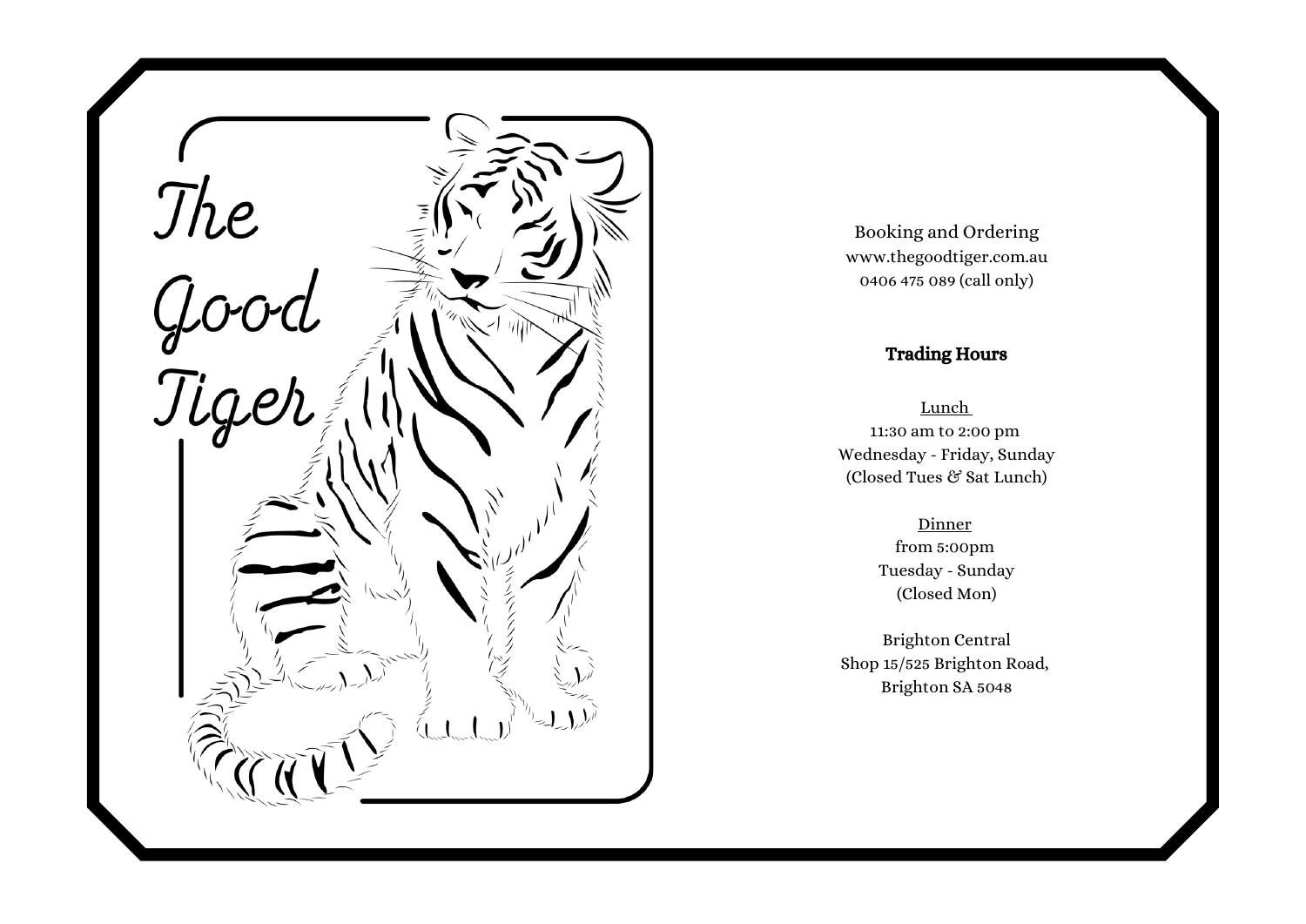# The Good Tiger

Booking and Ordering
www.thegoodtiger.com.au
0406 475 089 (call only)

**Trading Hours**

Lunch
11:30 am to 2:00 pm
Wednesday - Friday, Sunday
(Closed Tues & Sat Lunch)

Dinner
from 5:00pm
Tuesday - Sunday
(Closed Mon)

Brighton Central
Shop 15/525 Brighton Road,
Brighton SA 5048